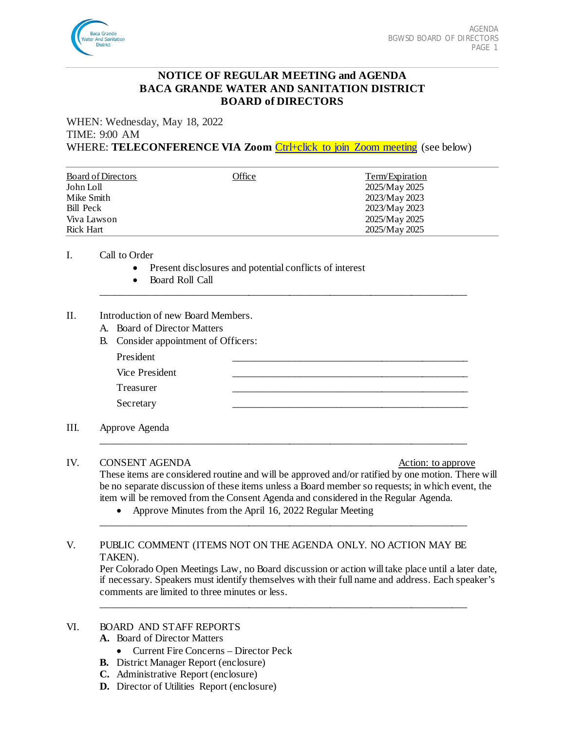# NOTICE OF REGULAR MEETING and AGENDA
# BACA GRANDE WATER AND SANITATION DISTRICT
# BOARD of DIRECTORS

WHEN: Wednesday, May 18, 2022
TIME: 9:00 AM
WHERE: **TELECONFERENCE VIA Zoom** Ctrl+click to join Zoom meeting (see below)

| Board of Directors | Office | Term/Expiration |
|---|---|---|
| John Loll | | 2025/May 2025 |
| Mike Smith | | 2023/May 2023 |
| Bill Peck | | 2023/May 2023 |
| Viva Lawson | | 2025/May 2025 |
| Rick Hart | | 2025/May 2025 |

I. Call to Order

- Present disclosures and potential conflicts of interest
- Board Roll Call

---

II. Introduction of new Board Members.

A. Board of Director Matters

B. Consider appointment of Officers:

President ______________________________

Vice President ______________________________

Treasurer ______________________________

Secretary ______________________________

III. Approve Agenda

---

IV. CONSENT AGENDA — Action: to approve

These items are considered routine and will be approved and/or ratified by one motion. There will be no separate discussion of these items unless a Board member so requests; in which event, the item will be removed from the Consent Agenda and considered in the Regular Agenda.

- Approve Minutes from the April 16, 2022 Regular Meeting

---

V. PUBLIC COMMENT (ITEMS NOT ON THE AGENDA ONLY. NO ACTION MAY BE TAKEN).

Per Colorado Open Meetings Law, no Board discussion or action will take place until a later date, if necessary. Speakers must identify themselves with their full name and address. Each speaker's comments are limited to three minutes or less.

---

VI. BOARD AND STAFF REPORTS

**A.** Board of Director Matters

- Current Fire Concerns – Director Peck

**B.** District Manager Report (enclosure)

**C.** Administrative Report (enclosure)

**D.** Director of Utilities Report (enclosure)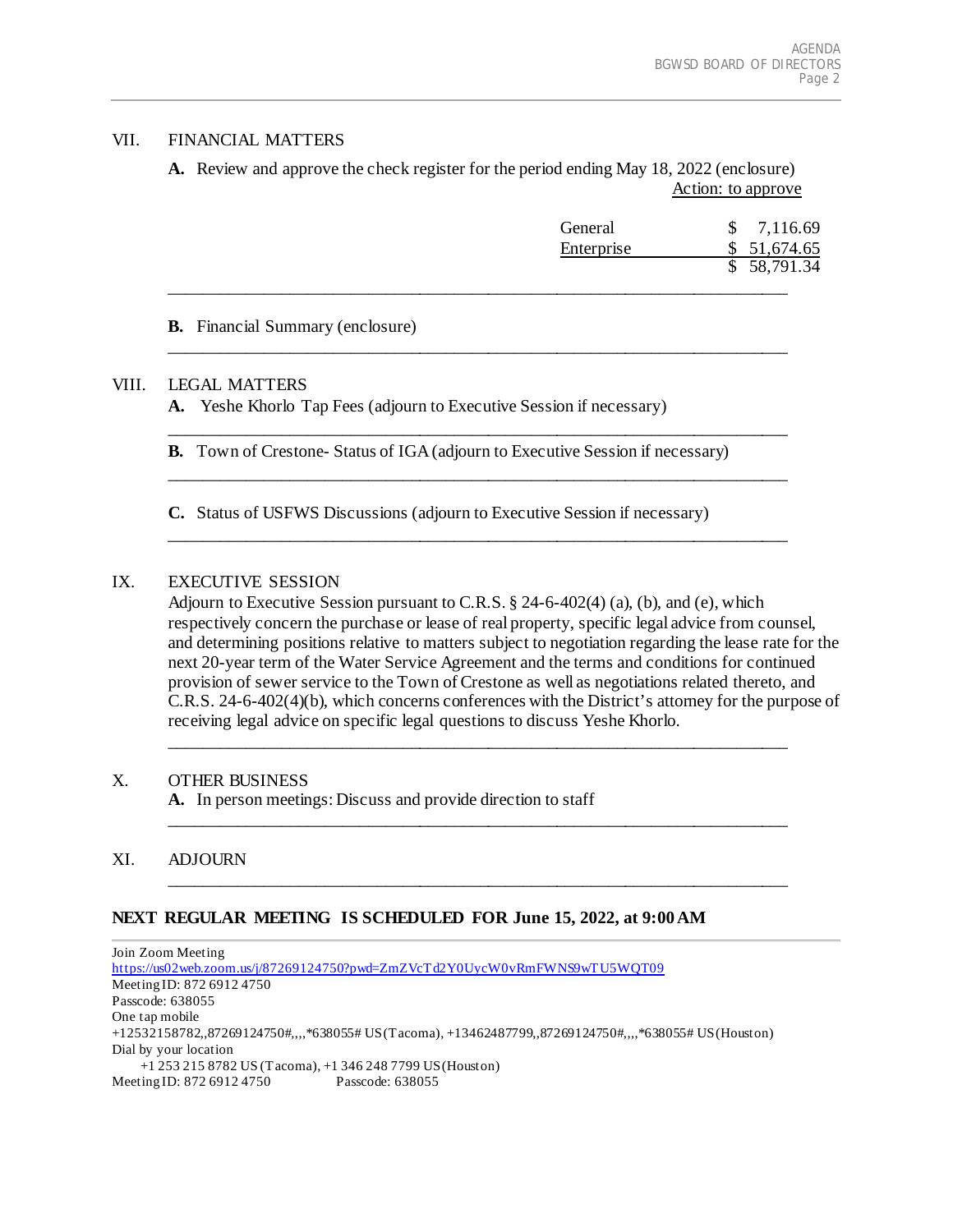VII. FINANCIAL MATTERS

**A.** Review and approve the check register for the period ending May 18, 2022 (enclosure)
Action: to approve

| | |
|---|---|
| General | $ 7,116.69 |
| Enterprise | $ 51,674.65 |
| | $ 58,791.34 |

**B.** Financial Summary (enclosure)

VIII. LEGAL MATTERS

**A.** Yeshe Khorlo Tap Fees (adjourn to Executive Session if necessary)

**B.** Town of Crestone- Status of IGA (adjourn to Executive Session if necessary)

**C.** Status of USFWS Discussions (adjourn to Executive Session if necessary)

IX. EXECUTIVE SESSION

Adjourn to Executive Session pursuant to C.R.S. § 24-6-402(4) (a), (b), and (e), which respectively concern the purchase or lease of real property, specific legal advice from counsel, and determining positions relative to matters subject to negotiation regarding the lease rate for the next 20-year term of the Water Service Agreement and the terms and conditions for continued provision of sewer service to the Town of Crestone as well as negotiations related thereto, and C.R.S. 24-6-402(4)(b), which concerns conferences with the District's attorney for the purpose of receiving legal advice on specific legal questions to discuss Yeshe Khorlo.

X. OTHER BUSINESS

**A.** In person meetings: Discuss and provide direction to staff

XI. ADJOURN

**NEXT REGULAR MEETING IS SCHEDULED FOR June 15, 2022, at 9:00 AM**

Join Zoom Meeting
https://us02web.zoom.us/j/87269124750?pwd=ZmZVcTd2Y0UycW0vRmFWNS9wTU5WQT09
Meeting ID: 872 6912 4750
Passcode: 638055
One tap mobile
+12532158782,,87269124750#,,,,*638055# US (Tacoma), +13462487799,,87269124750#,,,,*638055# US (Houston)
Dial by your location
+1 253 215 8782 US (Tacoma), +1 346 248 7799 US (Houston)
Meeting ID: 872 6912 4750 Passcode: 638055